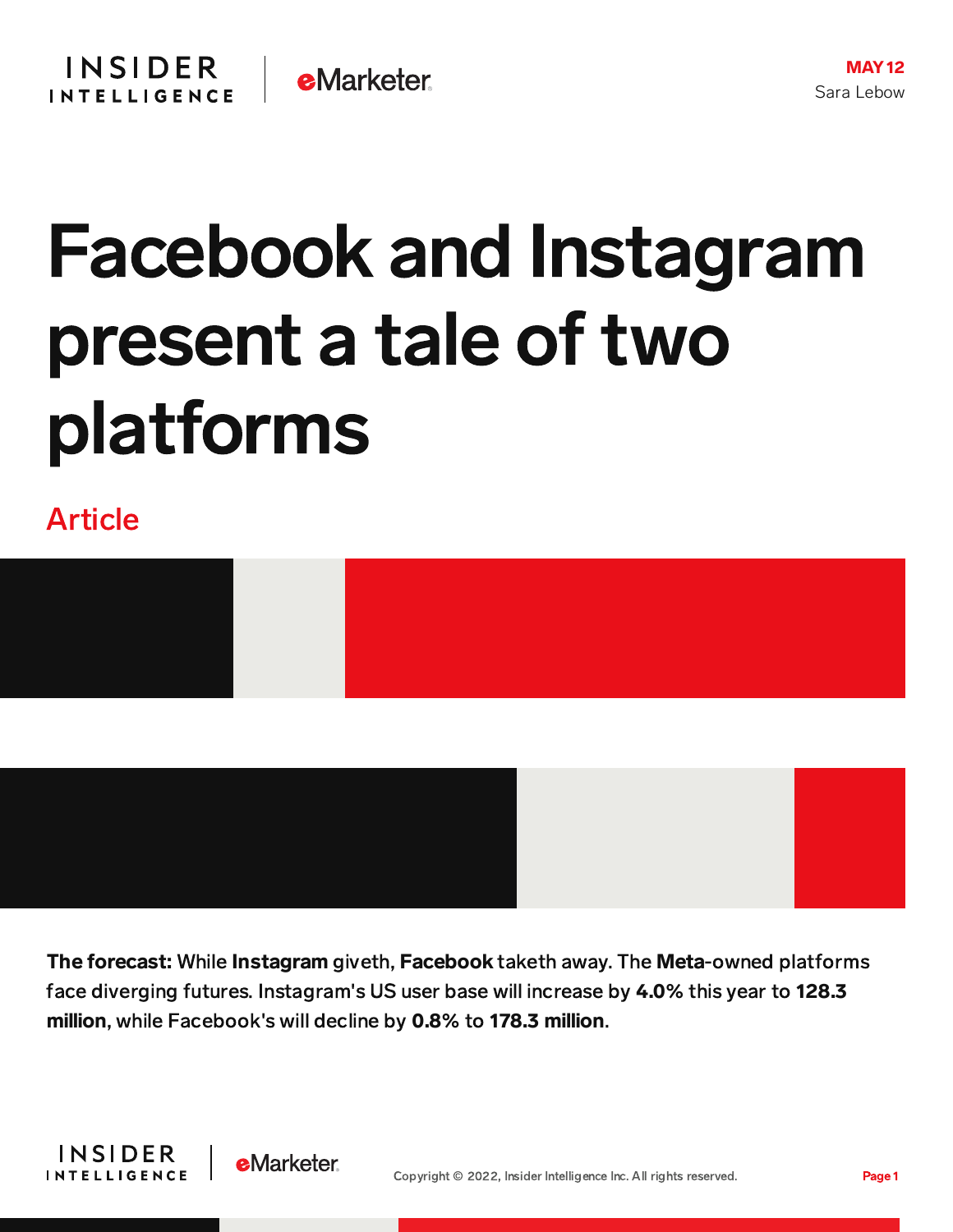MAY 12

Sara Lebow

# Facebook and Instagram present a tale of two platforms

Article

**The forecast:** While **Instagram** giveth, **Facebook** taketh away. The **Meta**-owned platforms face diverging futures. Instagram's US user base will increase by **4.0%** this year to **128.3 million**, while Facebook's will decline by **0.8%** to **178.3 million**.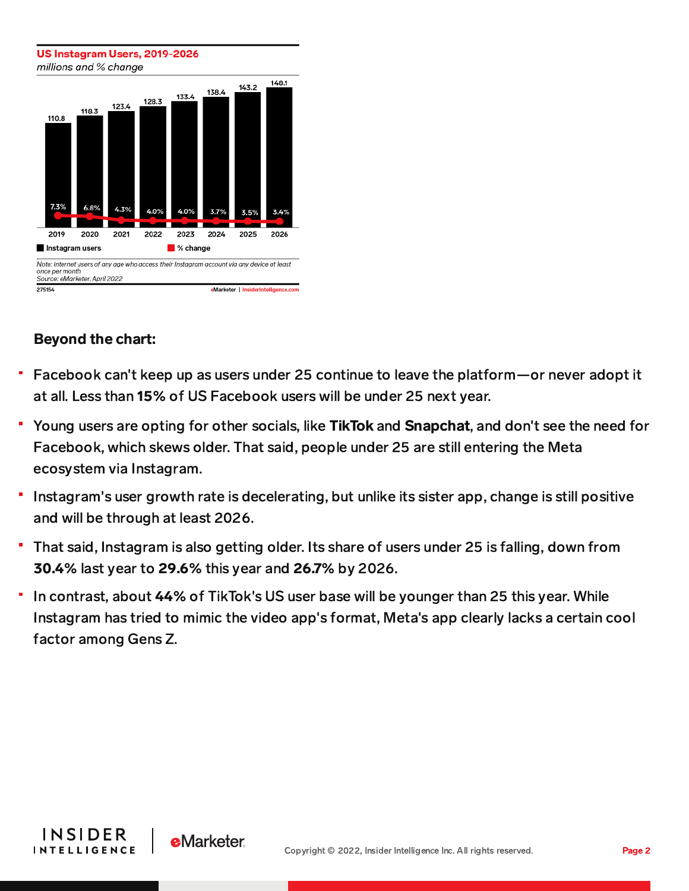**US Instagram Users, 2019-2026**

*millions and % change*

| Year | Instagram users | % change |
|---|---|---|
| 2019 | 110.8 | 7.3% |
| 2020 | 118.3 | 6.8% |
| 2021 | 123.4 | 4.3% |
| 2022 | 128.3 | 4.0% |
| 2023 | 133.4 | 4.0% |
| 2024 | 138.4 | 3.7% |
| 2025 | 143.2 | 3.5% |
| 2026 | 148.1 | 3.4% |

*Note: internet users of any age who access their Instagram account via any device at least once per month*
*Source: eMarketer, April 2022*

275154 eMarketer | InsiderIntelligence.com

### Beyond the chart:

- Facebook can't keep up as users under 25 continue to leave the platform—or never adopt it at all. Less than **15%** of US Facebook users will be under 25 next year.
- Young users are opting for other socials, like **TikTok** and **Snapchat**, and don't see the need for Facebook, which skews older. That said, people under 25 are still entering the Meta ecosystem via Instagram.
- Instagram's user growth rate is decelerating, but unlike its sister app, change is still positive and will be through at least 2026.
- That said, Instagram is also getting older. Its share of users under 25 is falling, down from **30.4%** last year to **29.6%** this year and **26.7%** by 2026.
- In contrast, about **44%** of TikTok's US user base will be younger than 25 this year. While Instagram has tried to mimic the video app's format, Meta's app clearly lacks a certain cool factor among Gens Z.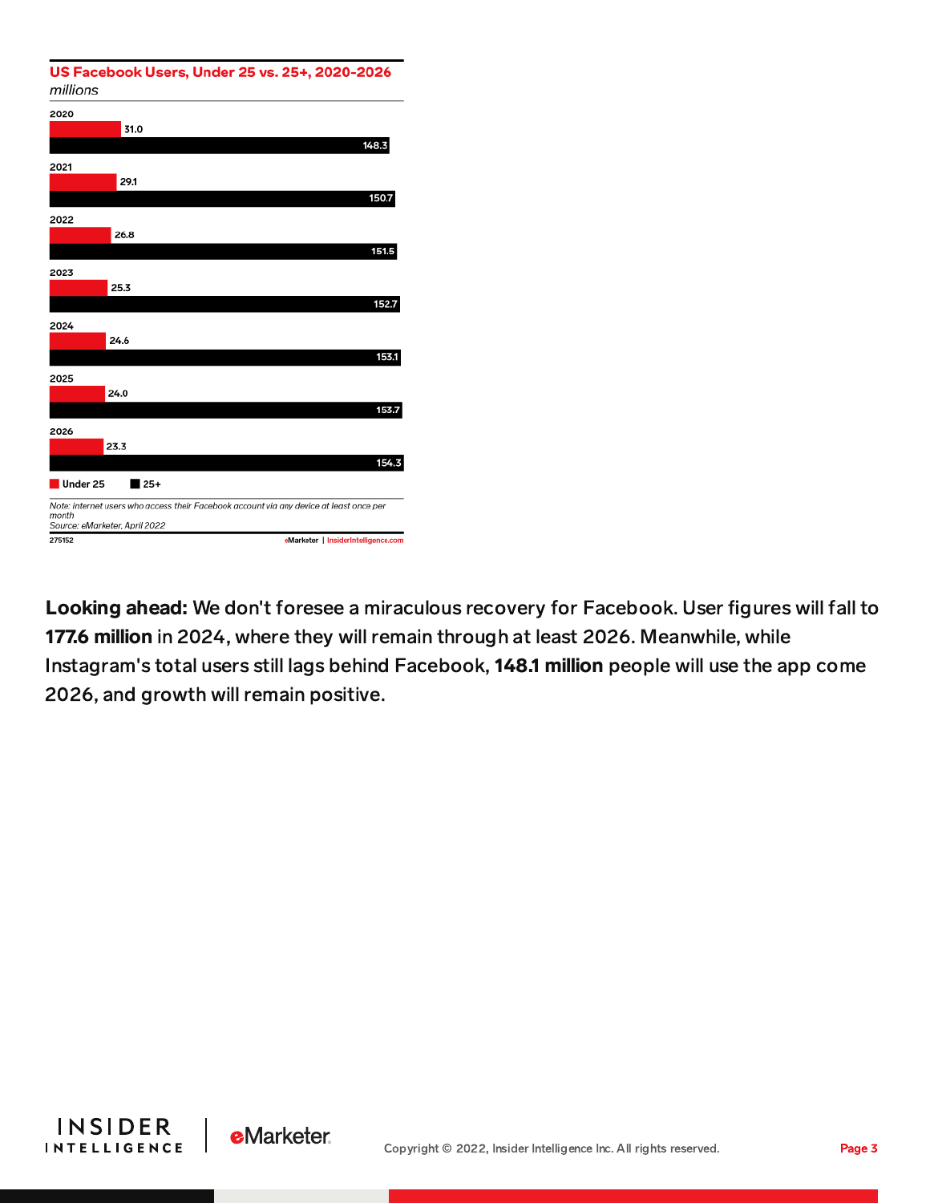**US Facebook Users, Under 25 vs. 25+, 2020-2026**

*millions*

2020
31.0
148.3

2021
29.1
150.7

2022
26.8
151.5

2023
25.3
152.7

2024
24.6
153.1

2025
24.0
153.7

2026
23.3
154.3

Under 25 | 25+

*Note: internet users who access their Facebook account via any device at least once per month*
*Source: eMarketer, April 2022*

275152 | eMarketer | InsiderIntelligence.com

**Looking ahead:** We don't foresee a miraculous recovery for Facebook. User figures will fall to **177.6 million** in 2024, where they will remain through at least 2026. Meanwhile, while Instagram's total users still lags behind Facebook, **148.1 million** people will use the app come 2026, and growth will remain positive.